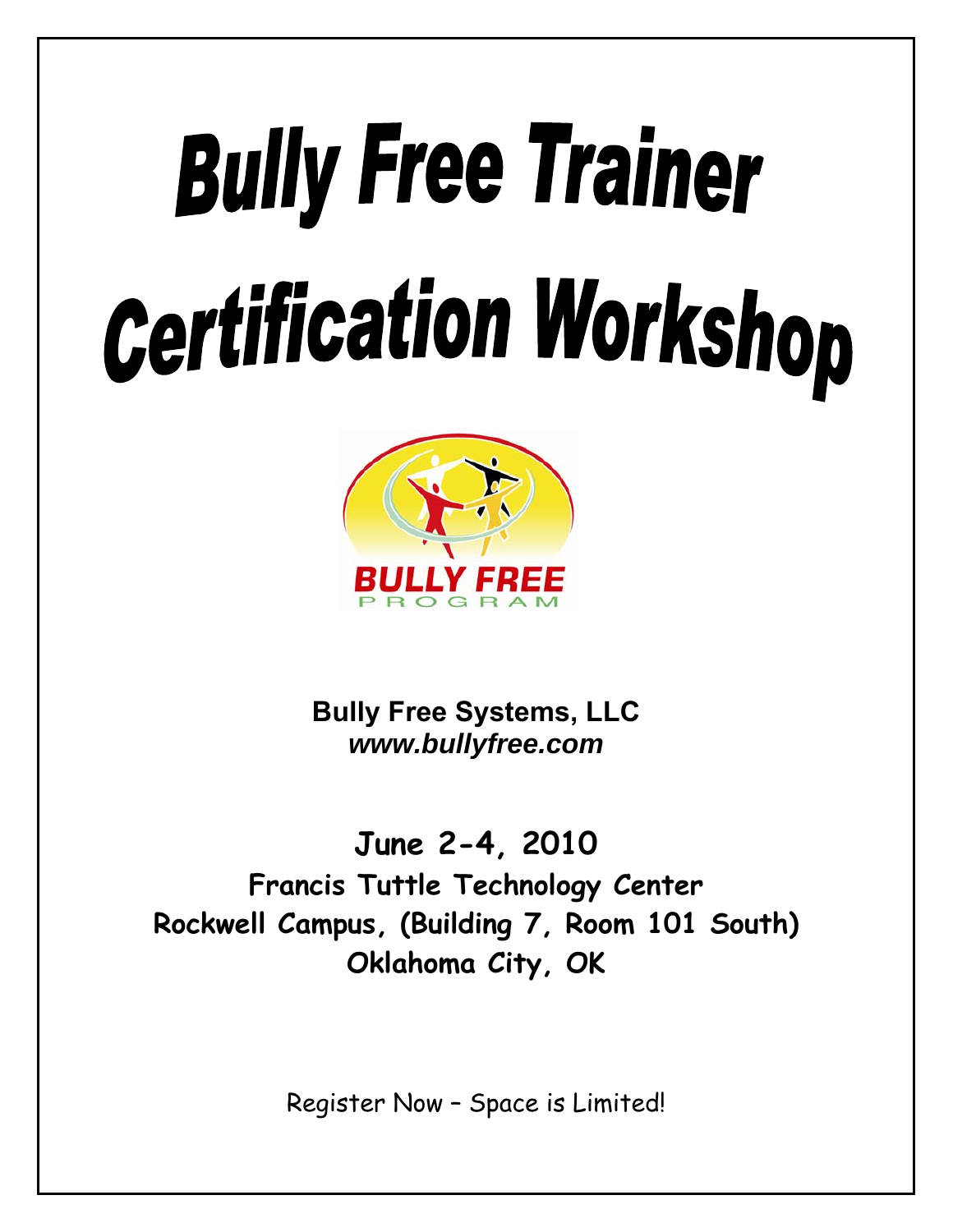# Bully Free Trainer Certification Workshop

BULLY FREE
PROGRAM

**Bully Free Systems, LLC**
***www.bullyfree.com***

**June 2-4, 2010**
**Francis Tuttle Technology Center**
**Rockwell Campus, (Building 7, Room 101 South)**
**Oklahoma City, OK**

Register Now – Space is Limited!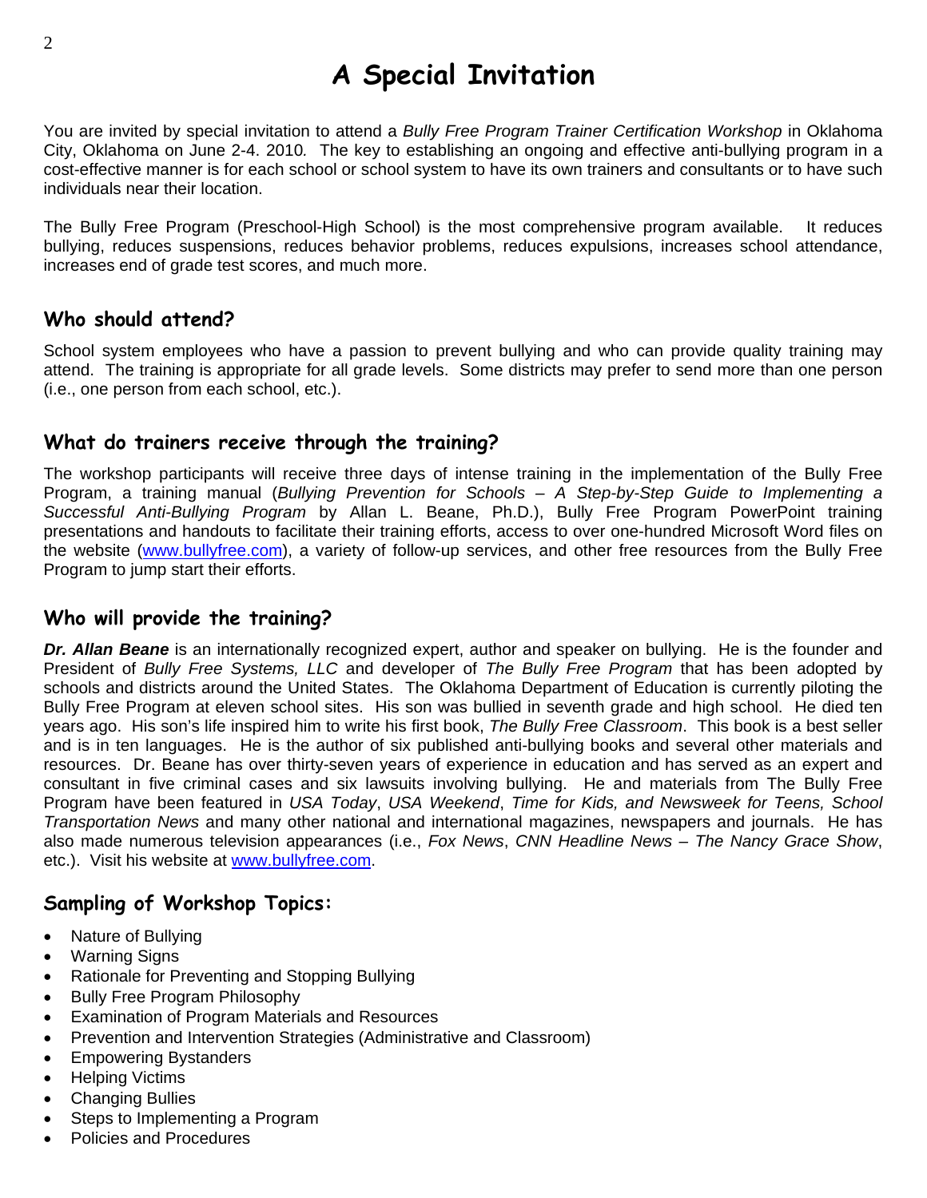# A Special Invitation

You are invited by special invitation to attend a *Bully Free Program Trainer Certification Workshop* in Oklahoma City, Oklahoma on June 2-4. 2010*.* The key to establishing an ongoing and effective anti-bullying program in a cost-effective manner is for each school or school system to have its own trainers and consultants or to have such individuals near their location.

The Bully Free Program (Preschool-High School) is the most comprehensive program available. It reduces bullying, reduces suspensions, reduces behavior problems, reduces expulsions, increases school attendance, increases end of grade test scores, and much more.

## Who should attend?

School system employees who have a passion to prevent bullying and who can provide quality training may attend. The training is appropriate for all grade levels. Some districts may prefer to send more than one person (i.e., one person from each school, etc.).

## What do trainers receive through the training?

The workshop participants will receive three days of intense training in the implementation of the Bully Free Program, a training manual (*Bullying Prevention for Schools – A Step-by-Step Guide to Implementing a Successful Anti-Bullying Program* by Allan L. Beane, Ph.D.), Bully Free Program PowerPoint training presentations and handouts to facilitate their training efforts, access to over one-hundred Microsoft Word files on the website (www.bullyfree.com), a variety of follow-up services, and other free resources from the Bully Free Program to jump start their efforts.

## Who will provide the training?

***Dr. Allan Beane*** is an internationally recognized expert, author and speaker on bullying. He is the founder and President of *Bully Free Systems, LLC* and developer of *The Bully Free Program* that has been adopted by schools and districts around the United States. The Oklahoma Department of Education is currently piloting the Bully Free Program at eleven school sites. His son was bullied in seventh grade and high school. He died ten years ago. His son's life inspired him to write his first book, *The Bully Free Classroom*. This book is a best seller and is in ten languages. He is the author of six published anti-bullying books and several other materials and resources. Dr. Beane has over thirty-seven years of experience in education and has served as an expert and consultant in five criminal cases and six lawsuits involving bullying. He and materials from The Bully Free Program have been featured in *USA Today*, *USA Weekend*, *Time for Kids, and Newsweek for Teens, School Transportation News* and many other national and international magazines, newspapers and journals. He has also made numerous television appearances (i.e., *Fox News*, *CNN Headline News – The Nancy Grace Show*, etc.). Visit his website at www.bullyfree.com.

## Sampling of Workshop Topics:

- Nature of Bullying
- Warning Signs
- Rationale for Preventing and Stopping Bullying
- Bully Free Program Philosophy
- Examination of Program Materials and Resources
- Prevention and Intervention Strategies (Administrative and Classroom)
- Empowering Bystanders
- Helping Victims
- Changing Bullies
- Steps to Implementing a Program
- Policies and Procedures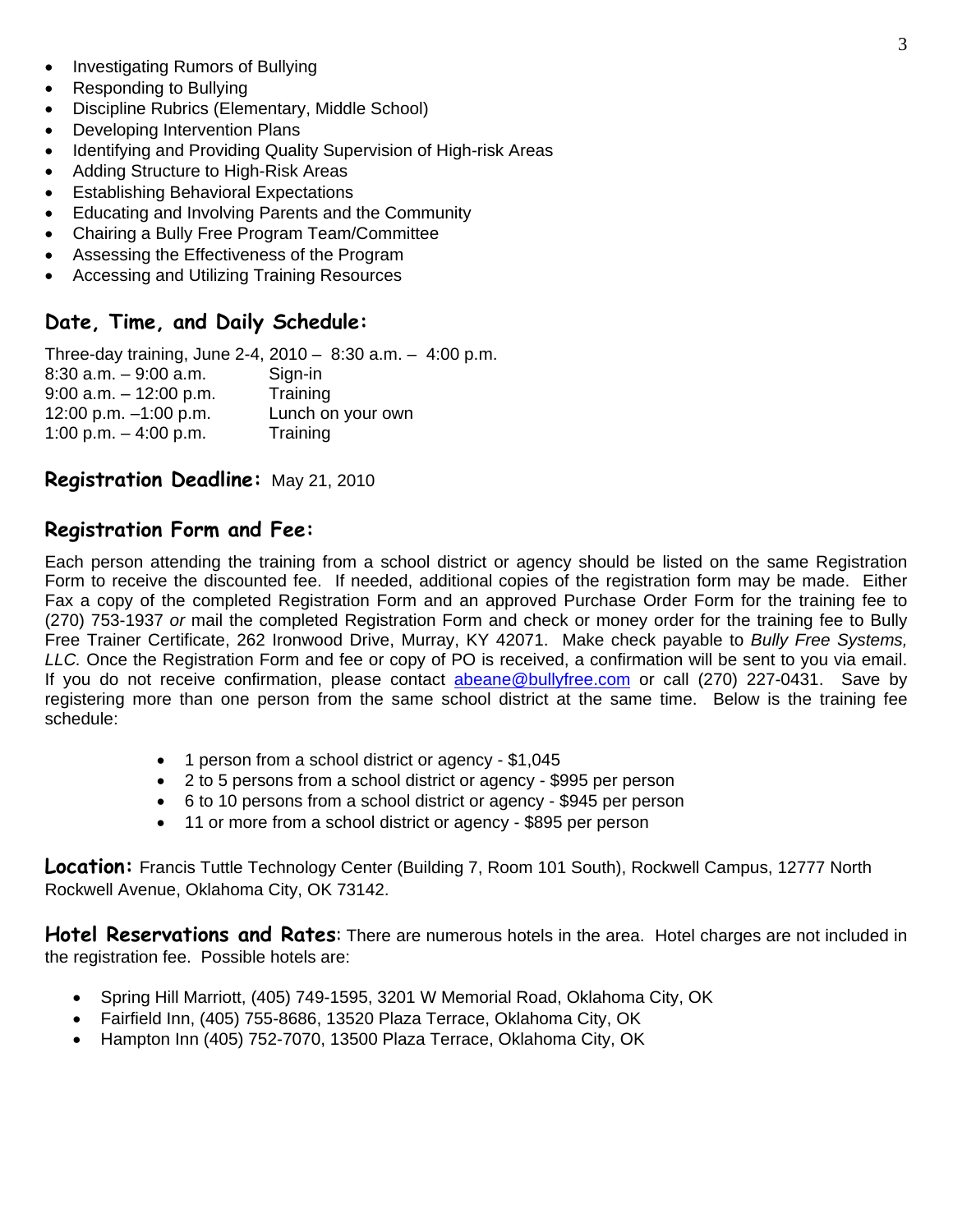- Investigating Rumors of Bullying
- Responding to Bullying
- Discipline Rubrics (Elementary, Middle School)
- Developing Intervention Plans
- Identifying and Providing Quality Supervision of High-risk Areas
- Adding Structure to High-Risk Areas
- Establishing Behavioral Expectations
- Educating and Involving Parents and the Community
- Chairing a Bully Free Program Team/Committee
- Assessing the Effectiveness of the Program
- Accessing and Utilizing Training Resources

## Date, Time, and Daily Schedule:

Three-day training, June 2-4, 2010 – 8:30 a.m. – 4:00 p.m.

| | |
|---|---|
| 8:30 a.m. – 9:00 a.m. | Sign-in |
| 9:00 a.m. – 12:00 p.m. | Training |
| 12:00 p.m. –1:00 p.m. | Lunch on your own |
| 1:00 p.m. – 4:00 p.m. | Training |

## Registration Deadline: May 21, 2010

## Registration Form and Fee:

Each person attending the training from a school district or agency should be listed on the same Registration Form to receive the discounted fee. If needed, additional copies of the registration form may be made. Either Fax a copy of the completed Registration Form and an approved Purchase Order Form for the training fee to (270) 753-1937 *or* mail the completed Registration Form and check or money order for the training fee to Bully Free Trainer Certificate, 262 Ironwood Drive, Murray, KY 42071. Make check payable to *Bully Free Systems, LLC.* Once the Registration Form and fee or copy of PO is received, a confirmation will be sent to you via email. If you do not receive confirmation, please contact abeane@bullyfree.com or call (270) 227-0431. Save by registering more than one person from the same school district at the same time. Below is the training fee schedule:

- 1 person from a school district or agency - $1,045
- 2 to 5 persons from a school district or agency - $995 per person
- 6 to 10 persons from a school district or agency - $945 per person
- 11 or more from a school district or agency - $895 per person

**Location:** Francis Tuttle Technology Center (Building 7, Room 101 South), Rockwell Campus, 12777 North Rockwell Avenue, Oklahoma City, OK 73142.

**Hotel Reservations and Rates**: There are numerous hotels in the area. Hotel charges are not included in the registration fee. Possible hotels are:

- Spring Hill Marriott, (405) 749-1595, 3201 W Memorial Road, Oklahoma City, OK
- Fairfield Inn, (405) 755-8686, 13520 Plaza Terrace, Oklahoma City, OK
- Hampton Inn (405) 752-7070, 13500 Plaza Terrace, Oklahoma City, OK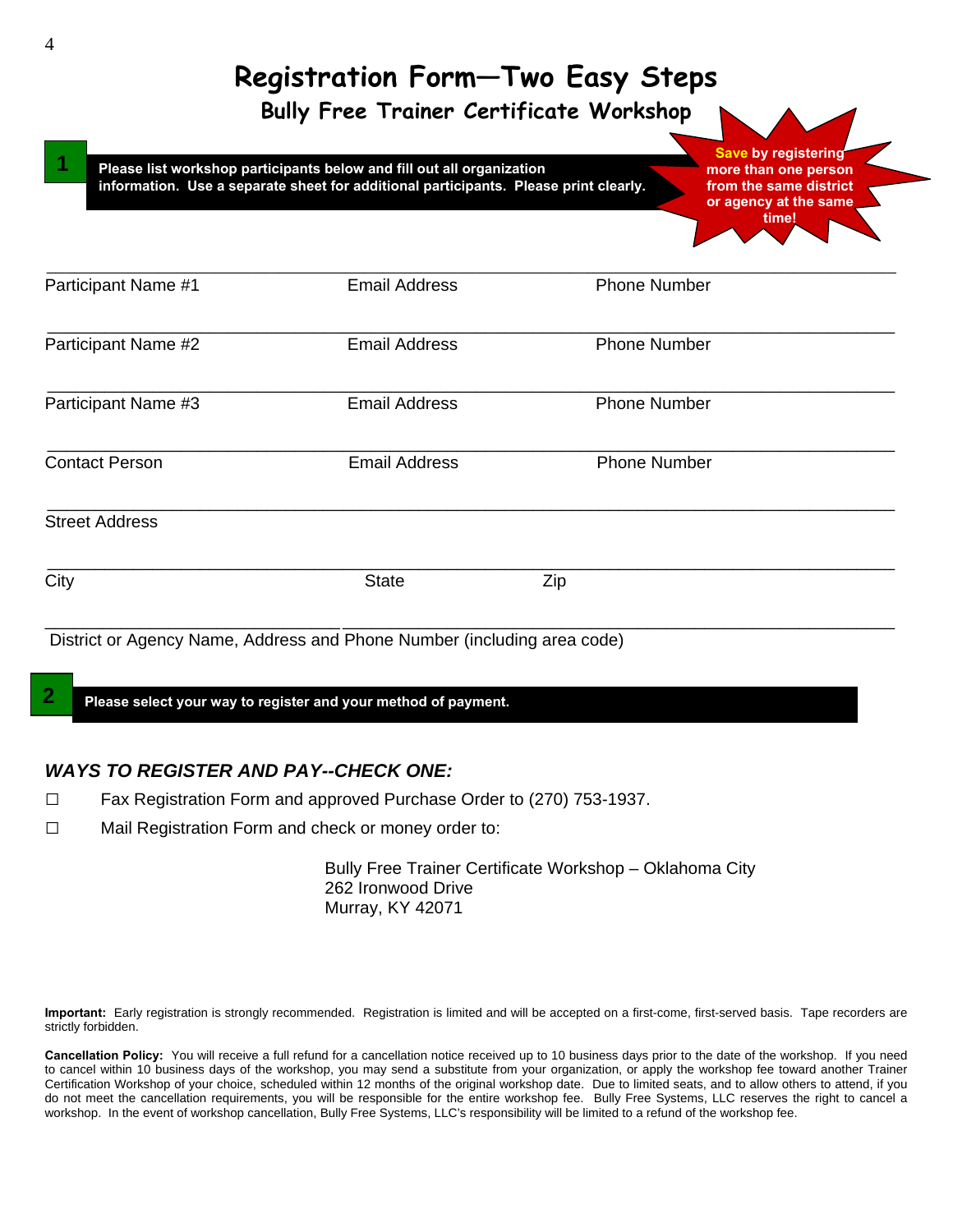# Registration Form—Two Easy Steps

## Bully Free Trainer Certificate Workshop

**1** **Please list workshop participants below and fill out all organization information. Use a separate sheet for additional participants. Please print clearly.**

**Save by registering more than one person from the same district or agency at the same time!**

______________________________________________________________________________

Participant Name #1 | Email Address | Phone Number

______________________________________________________________________________

Participant Name #2 | Email Address | Phone Number

______________________________________________________________________________

Participant Name #3 | Email Address | Phone Number

______________________________________________________________________________

Contact Person | Email Address | Phone Number

______________________________________________________________________________

Street Address

______________________________________________________________________________

City | State | Zip

______________________________________________________________________________

District or Agency Name, Address and Phone Number (including area code)

**2** **Please select your way to register and your method of payment.**

***WAYS TO REGISTER AND PAY--CHECK ONE:***

☐ Fax Registration Form and approved Purchase Order to (270) 753-1937.

☐ Mail Registration Form and check or money order to:

Bully Free Trainer Certificate Workshop – Oklahoma City
262 Ironwood Drive
Murray, KY 42071

**Important:** Early registration is strongly recommended. Registration is limited and will be accepted on a first-come, first-served basis. Tape recorders are strictly forbidden.

**Cancellation Policy:** You will receive a full refund for a cancellation notice received up to 10 business days prior to the date of the workshop. If you need to cancel within 10 business days of the workshop, you may send a substitute from your organization, or apply the workshop fee toward another Trainer Certification Workshop of your choice, scheduled within 12 months of the original workshop date. Due to limited seats, and to allow others to attend, if you do not meet the cancellation requirements, you will be responsible for the entire workshop fee. Bully Free Systems, LLC reserves the right to cancel a workshop. In the event of workshop cancellation, Bully Free Systems, LLC's responsibility will be limited to a refund of the workshop fee.